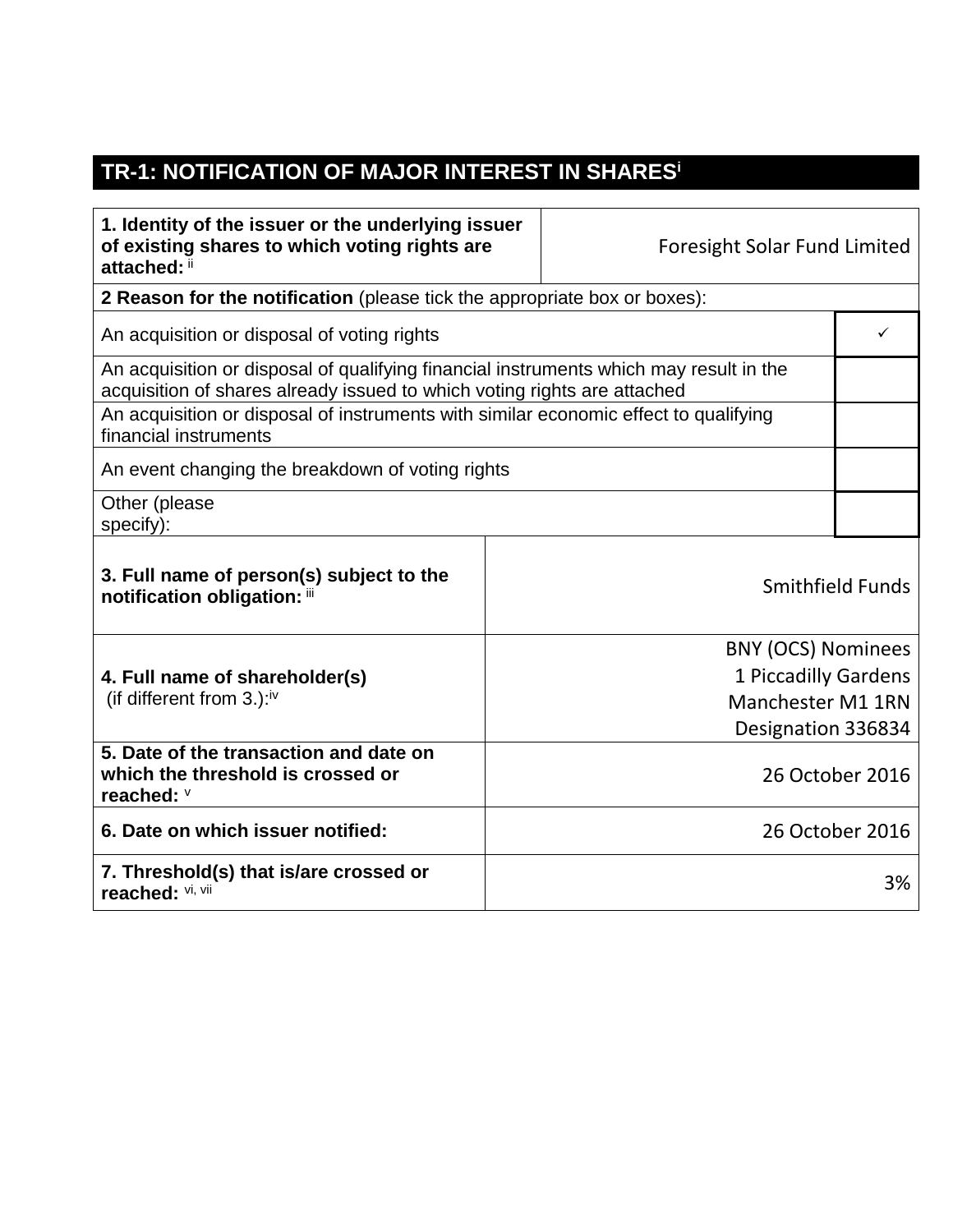## TR-1: NOTIFICATION OF MAJOR INTEREST IN SHARES[i]

| **1. Identity of the issuer or the underlying issuer of existing shares to which voting rights are attached:** [ii] | Foresight Solar Fund Limited |
|---|---|
| **2 Reason for the notification** (please tick the appropriate box or boxes): | |
| An acquisition or disposal of voting rights | ✓ |
| An acquisition or disposal of qualifying financial instruments which may result in the acquisition of shares already issued to which voting rights are attached | |
| An acquisition or disposal of instruments with similar economic effect to qualifying financial instruments | |
| An event changing the breakdown of voting rights | |
| Other (please specify): | |
| **3. Full name of person(s) subject to the notification obligation:** [iii] | Smithfield Funds |
| **4. Full name of shareholder(s)** (if different from 3.):[iv] | BNY (OCS) Nominees<br>1 Piccadilly Gardens<br>Manchester M1 1RN<br>Designation 336834 |
| **5. Date of the transaction and date on which the threshold is crossed or reached:** [v] | 26 October 2016 |
| **6. Date on which issuer notified:** | 26 October 2016 |
| **7. Threshold(s) that is/are crossed or reached:** [vi, vii] | 3% |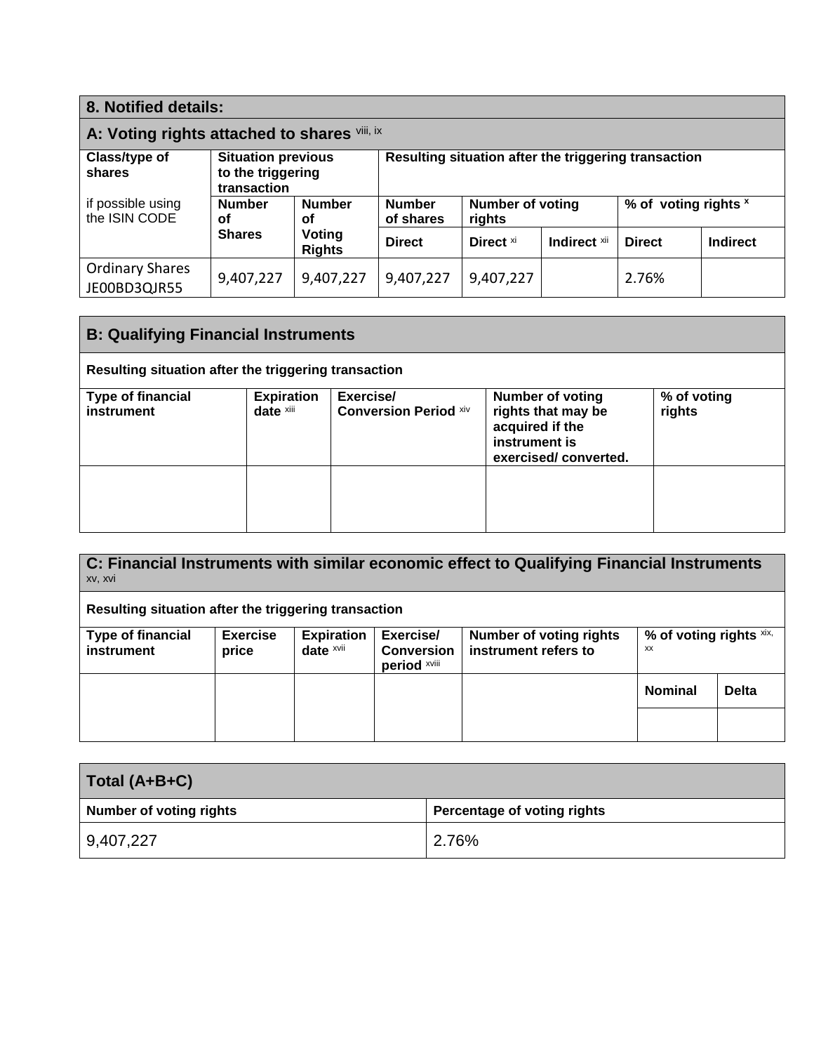## 8. Notified details:

### A: Voting rights attached to shares [viii, ix]

| Class/type of shares<br><br>if possible using the ISIN CODE | Situation previous to the triggering transaction | | Resulting situation after the triggering transaction | | | | |
|---|---|---|---|---|---|---|---|
| | Number of Shares | Number of Voting Rights | Number of shares | Number of voting rights | | % of voting rights [x] | |
| | | | Direct | Direct [xi] | Indirect [xii] | Direct | Indirect |
| Ordinary Shares JE00BD3QJR55 | 9,407,227 | 9,407,227 | 9,407,227 | 9,407,227 | | 2.76% | |

### B: Qualifying Financial Instruments

**Resulting situation after the triggering transaction**

| Type of financial instrument | Expiration date [xiii] | Exercise/ Conversion Period [xiv] | Number of voting rights that may be acquired if the instrument is exercised/ converted. | % of voting rights |
|---|---|---|---|---|
| | | | | |

### C: Financial Instruments with similar economic effect to Qualifying Financial Instruments [xv, xvi]

**Resulting situation after the triggering transaction**

| Type of financial instrument | Exercise price | Expiration date [xvii] | Exercise/ Conversion period [xviii] | Number of voting rights instrument refers to | % of voting rights [xix, xx] | |
|---|---|---|---|---|---|---|
| | | | | | Nominal | Delta |
| | | | | | | |

### Total (A+B+C)

| Number of voting rights | Percentage of voting rights |
|---|---|
| 9,407,227 | 2.76% |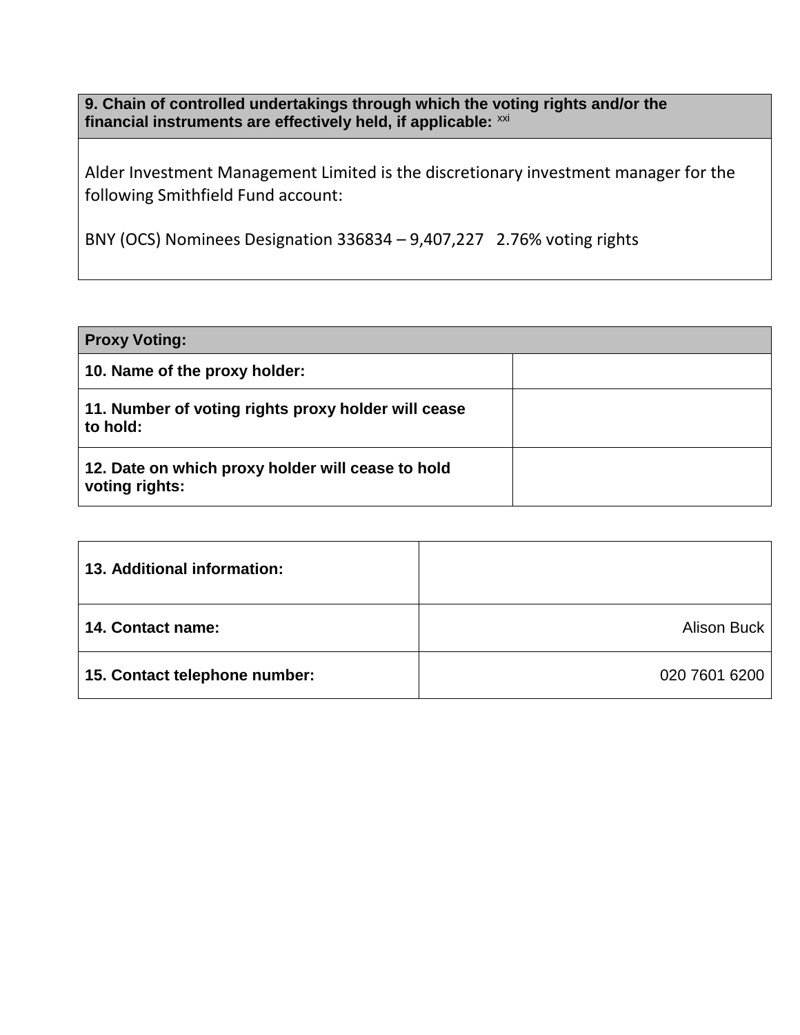| 9. Chain of controlled undertakings through which the voting rights and/or the financial instruments are effectively held, if applicable: [xxi] |
| --- |
| Alder Investment Management Limited is the discretionary investment manager for the following Smithfield Fund account:<br><br>BNY (OCS) Nominees Designation 336834 – 9,407,227 2.76% voting rights |

| Proxy Voting: | |
| --- | --- |
| **10. Name of the proxy holder:** | |
| **11. Number of voting rights proxy holder will cease to hold:** | |
| **12. Date on which proxy holder will cease to hold voting rights:** | |

| | |
| --- | --- |
| **13. Additional information:** | |
| **14. Contact name:** | Alison Buck |
| **15. Contact telephone number:** | 020 7601 6200 |